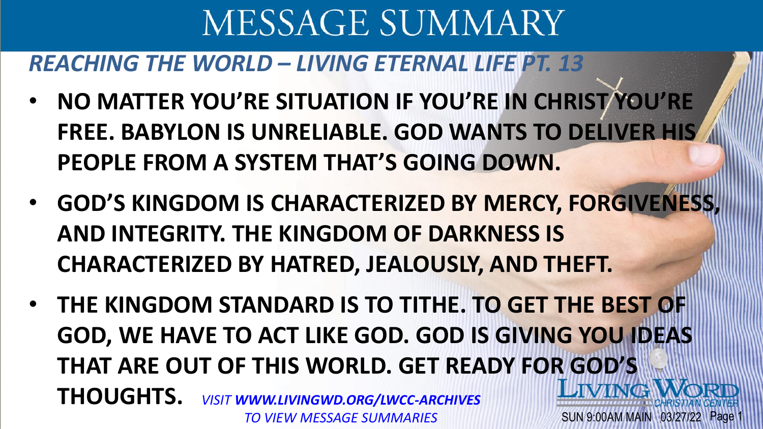# MESSAGE SUMMARY

## *REACHING THE WORLD – LIVING ETERNAL LIFE PT. 13*

- **NO MATTER YOU'RE SITUATION IF YOU'RE IN CHRIST YOU'RE FREE. BABYLON IS UNRELIABLE. GOD WANTS TO DELIVER HIS PEOPLE FROM A SYSTEM THAT'S GOING DOWN.**
- **GOD'S KINGDOM IS CHARACTERIZED BY MERCY, FORGIVENESS, AND INTEGRITY. THE KINGDOM OF DARKNESS IS CHARACTERIZED BY HATRED, JEALOUSLY, AND THEFT.**
- **THE KINGDOM STANDARD IS TO TITHE. TO GET THE BEST OF GOD, WE HAVE TO ACT LIKE GOD. GOD IS GIVING YOU IDEAS THAT ARE OUT OF THIS WORLD. GET READY FOR GOD'S THOUGHTS.**

*VISIT **WWW.LIVINGWD.ORG/LWCC-ARCHIVES** TO VIEW MESSAGE SUMMARIES*

LIVING WORD CHRISTIAN CENTER

SUN 9:00AM MAIN 03/27/22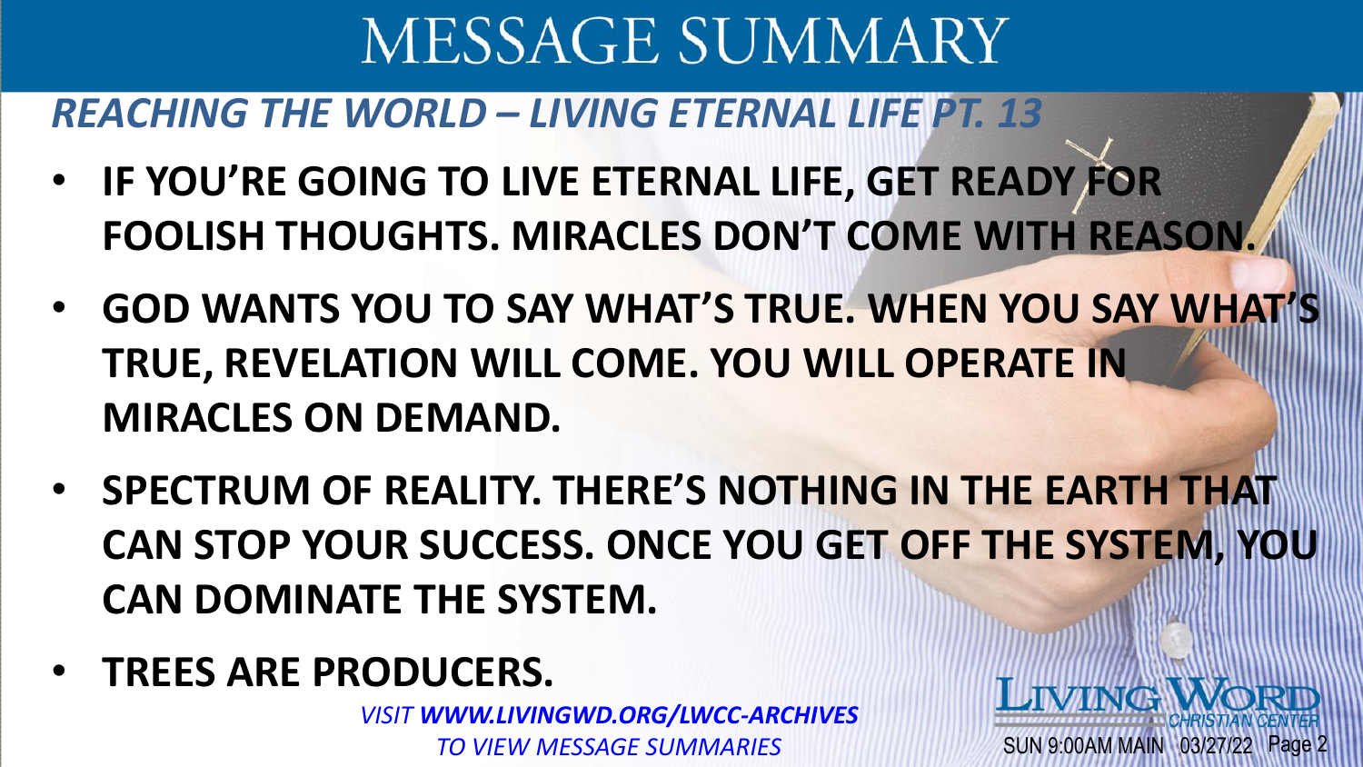# MESSAGE SUMMARY

## *REACHING THE WORLD – LIVING ETERNAL LIFE PT. 13*

- **IF YOU'RE GOING TO LIVE ETERNAL LIFE, GET READY FOR FOOLISH THOUGHTS. MIRACLES DON'T COME WITH REASON.**
- **GOD WANTS YOU TO SAY WHAT'S TRUE. WHEN YOU SAY WHAT'S TRUE, REVELATION WILL COME. YOU WILL OPERATE IN MIRACLES ON DEMAND.**
- **SPECTRUM OF REALITY. THERE'S NOTHING IN THE EARTH THAT CAN STOP YOUR SUCCESS. ONCE YOU GET OFF THE SYSTEM, YOU CAN DOMINATE THE SYSTEM.**
- **TREES ARE PRODUCERS.**

*VISIT **WWW.LIVINGWD.ORG/LWCC-ARCHIVES** TO VIEW MESSAGE SUMMARIES*

LIVING WORD CHRISTIAN CENTER

SUN 9:00AM MAIN 03/27/22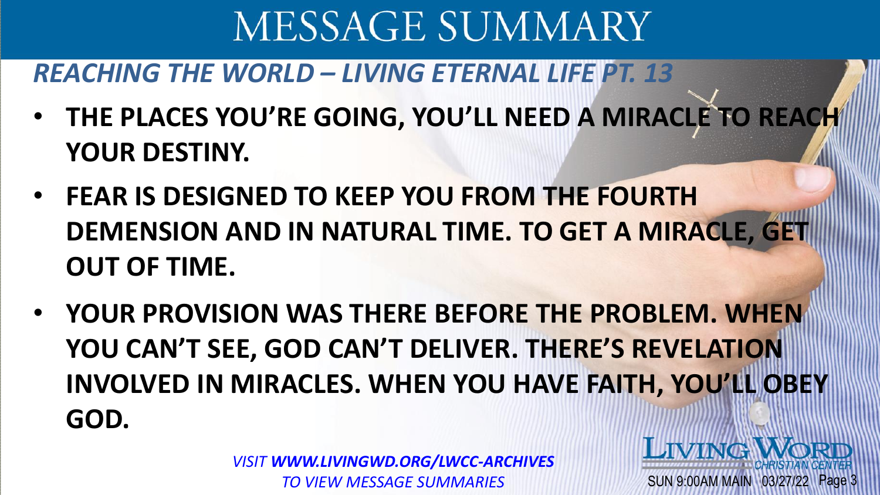# MESSAGE SUMMARY

## *REACHING THE WORLD – LIVING ETERNAL LIFE PT. 13*

- **THE PLACES YOU'RE GOING, YOU'LL NEED A MIRACLE TO REACH YOUR DESTINY.**
- **FEAR IS DESIGNED TO KEEP YOU FROM THE FOURTH DEMENSION AND IN NATURAL TIME. TO GET A MIRACLE, GET OUT OF TIME.**
- **YOUR PROVISION WAS THERE BEFORE THE PROBLEM. WHEN YOU CAN'T SEE, GOD CAN'T DELIVER. THERE'S REVELATION INVOLVED IN MIRACLES. WHEN YOU HAVE FAITH, YOU'LL OBEY GOD.**

*VISIT **WWW.LIVINGWD.ORG/LWCC-ARCHIVES** TO VIEW MESSAGE SUMMARIES*

LIVING WORD CHRISTIAN CENTER

SUN 9:00AM MAIN 03/27/22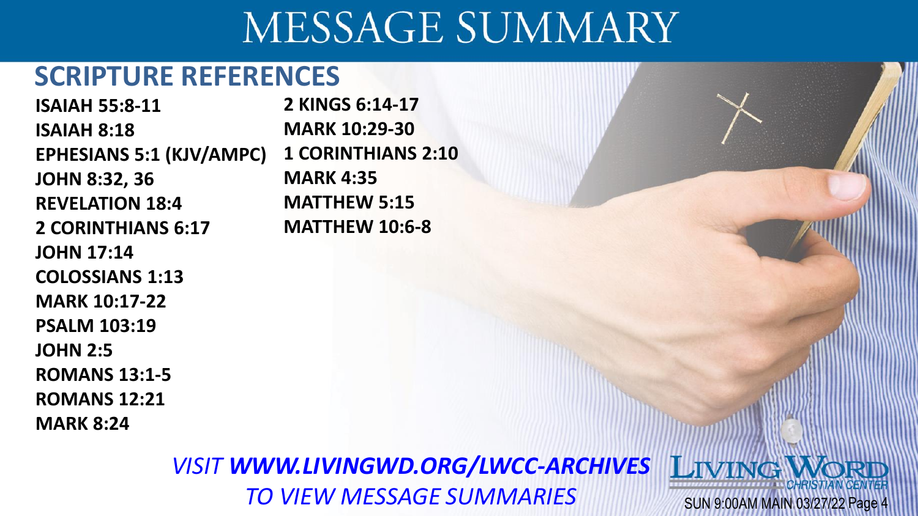# MESSAGE SUMMARY

## SCRIPTURE REFERENCES

**ISAIAH 55:8-11**
**ISAIAH 8:18**
**EPHESIANS 5:1 (KJV/AMPC)**
**JOHN 8:32, 36**
**REVELATION 18:4**
**2 CORINTHIANS 6:17**
**JOHN 17:14**
**COLOSSIANS 1:13**
**MARK 10:17-22**
**PSALM 103:19**
**JOHN 2:5**
**ROMANS 13:1-5**
**ROMANS 12:21**
**MARK 8:24**
**2 KINGS 6:14-17**
**MARK 10:29-30**
**1 CORINTHIANS 2:10**
**MARK 4:35**
**MATTHEW 5:15**
**MATTHEW 10:6-8**

*VISIT **WWW.LIVINGWD.ORG/LWCC-ARCHIVES** TO VIEW MESSAGE SUMMARIES*

LIVING WORD CHRISTIAN CENTER

SUN 9:00AM MAIN 03/27/22